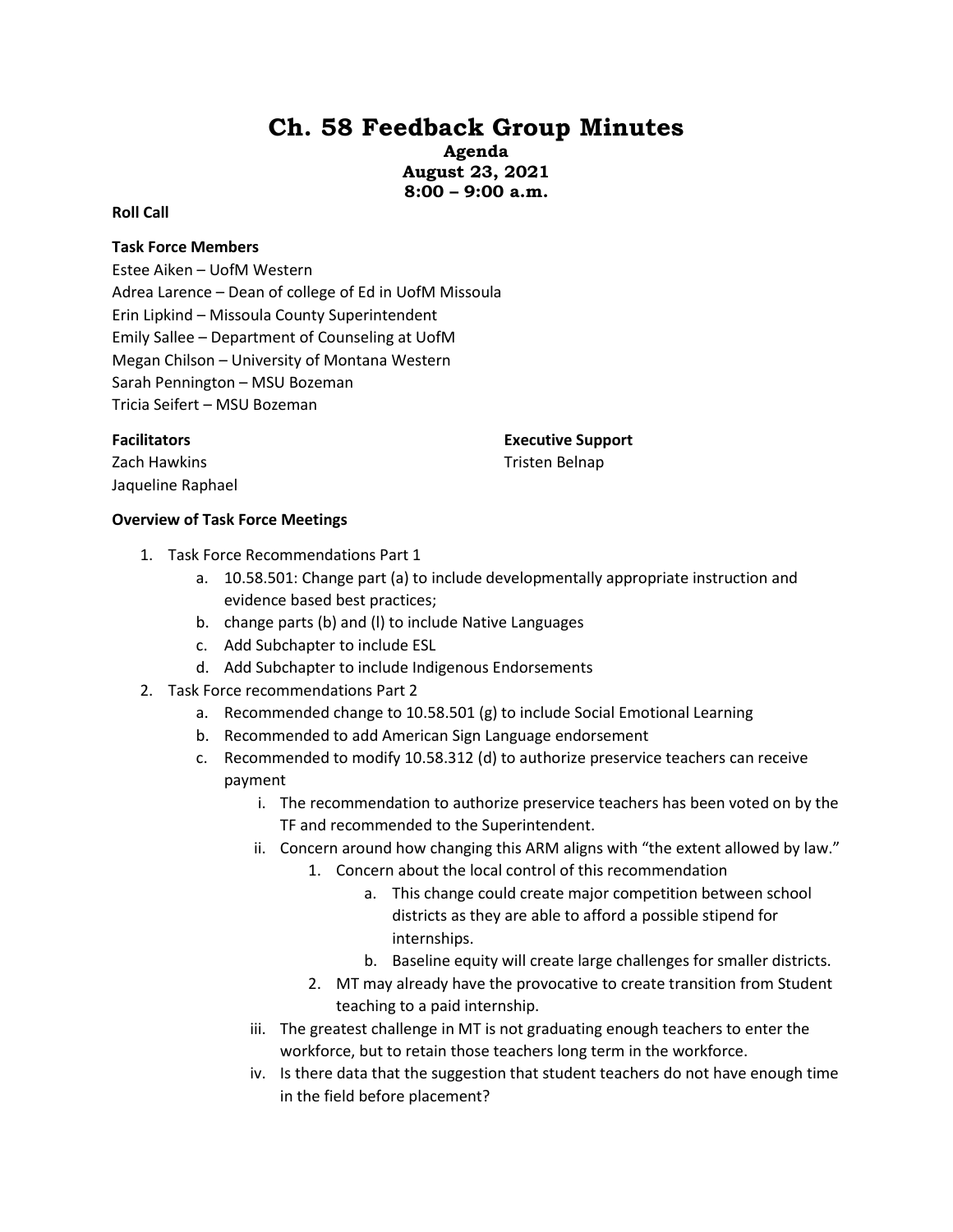# Ch. 58 Feedback Group Minutes

**Agenda**
**August 23, 2021**
**8:00 – 9:00 a.m.**

**Roll Call**

**Task Force Members**

Estee Aiken – UofM Western
Adrea Larence – Dean of college of Ed in UofM Missoula
Erin Lipkind – Missoula County Superintendent
Emily Sallee – Department of Counseling at UofM
Megan Chilson – University of Montana Western
Sarah Pennington – MSU Bozeman
Tricia Seifert – MSU Bozeman

**Facilitators**

Zach Hawkins
Jaqueline Raphael

**Executive Support**

Tristen Belnap

**Overview of Task Force Meetings**

1. Task Force Recommendations Part 1
    a. 10.58.501: Change part (a) to include developmentally appropriate instruction and evidence based best practices;
    b. change parts (b) and (l) to include Native Languages
    c. Add Subchapter to include ESL
    d. Add Subchapter to include Indigenous Endorsements
2. Task Force recommendations Part 2
    a. Recommended change to 10.58.501 (g) to include Social Emotional Learning
    b. Recommended to add American Sign Language endorsement
    c. Recommended to modify 10.58.312 (d) to authorize preservice teachers can receive payment
        i. The recommendation to authorize preservice teachers has been voted on by the TF and recommended to the Superintendent.
        ii. Concern around how changing this ARM aligns with "the extent allowed by law."
            1. Concern about the local control of this recommendation
                a. This change could create major competition between school districts as they are able to afford a possible stipend for internships.
                b. Baseline equity will create large challenges for smaller districts.
            2. MT may already have the provocative to create transition from Student teaching to a paid internship.
        iii. The greatest challenge in MT is not graduating enough teachers to enter the workforce, but to retain those teachers long term in the workforce.
        iv. Is there data that the suggestion that student teachers do not have enough time in the field before placement?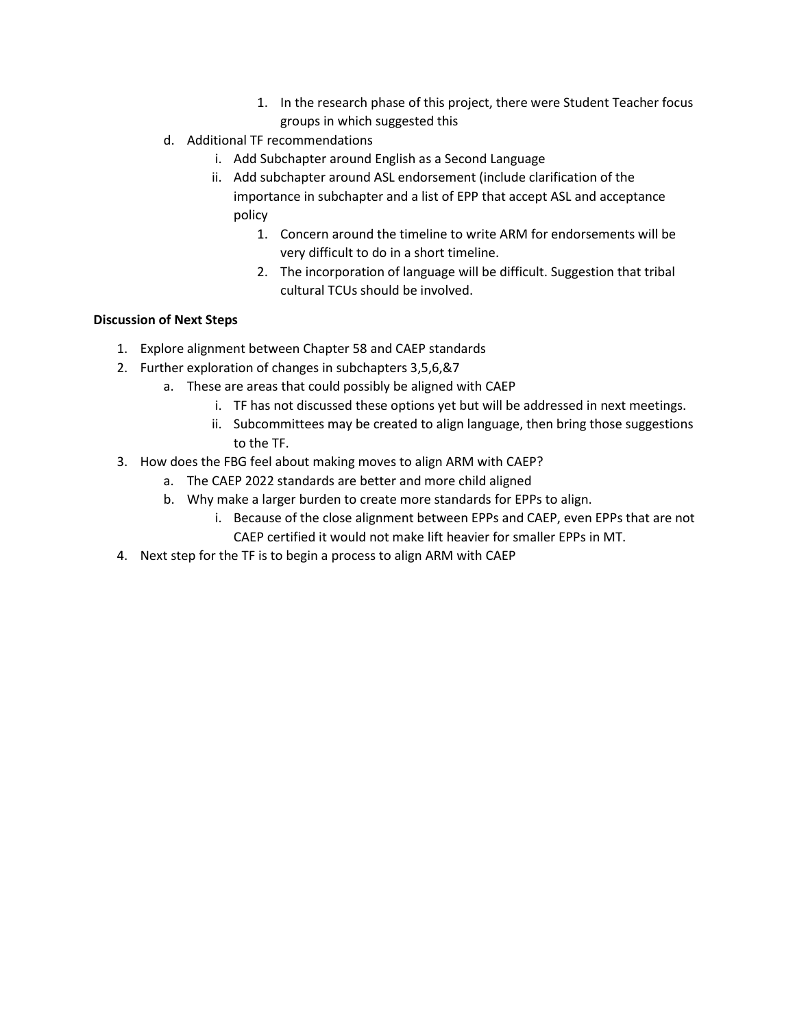1. In the research phase of this project, there were Student Teacher focus groups in which suggested this

    d. Additional TF recommendations
        i. Add Subchapter around English as a Second Language
        ii. Add subchapter around ASL endorsement (include clarification of the importance in subchapter and a list of EPP that accept ASL and acceptance policy
            1. Concern around the timeline to write ARM for endorsements will be very difficult to do in a short timeline.
            2. The incorporation of language will be difficult. Suggestion that tribal cultural TCUs should be involved.

**Discussion of Next Steps**

1. Explore alignment between Chapter 58 and CAEP standards
2. Further exploration of changes in subchapters 3,5,6,&7
    a. These are areas that could possibly be aligned with CAEP
        i. TF has not discussed these options yet but will be addressed in next meetings.
        ii. Subcommittees may be created to align language, then bring those suggestions to the TF.
3. How does the FBG feel about making moves to align ARM with CAEP?
    a. The CAEP 2022 standards are better and more child aligned
    b. Why make a larger burden to create more standards for EPPs to align.
        i. Because of the close alignment between EPPs and CAEP, even EPPs that are not CAEP certified it would not make lift heavier for smaller EPPs in MT.
4. Next step for the TF is to begin a process to align ARM with CAEP